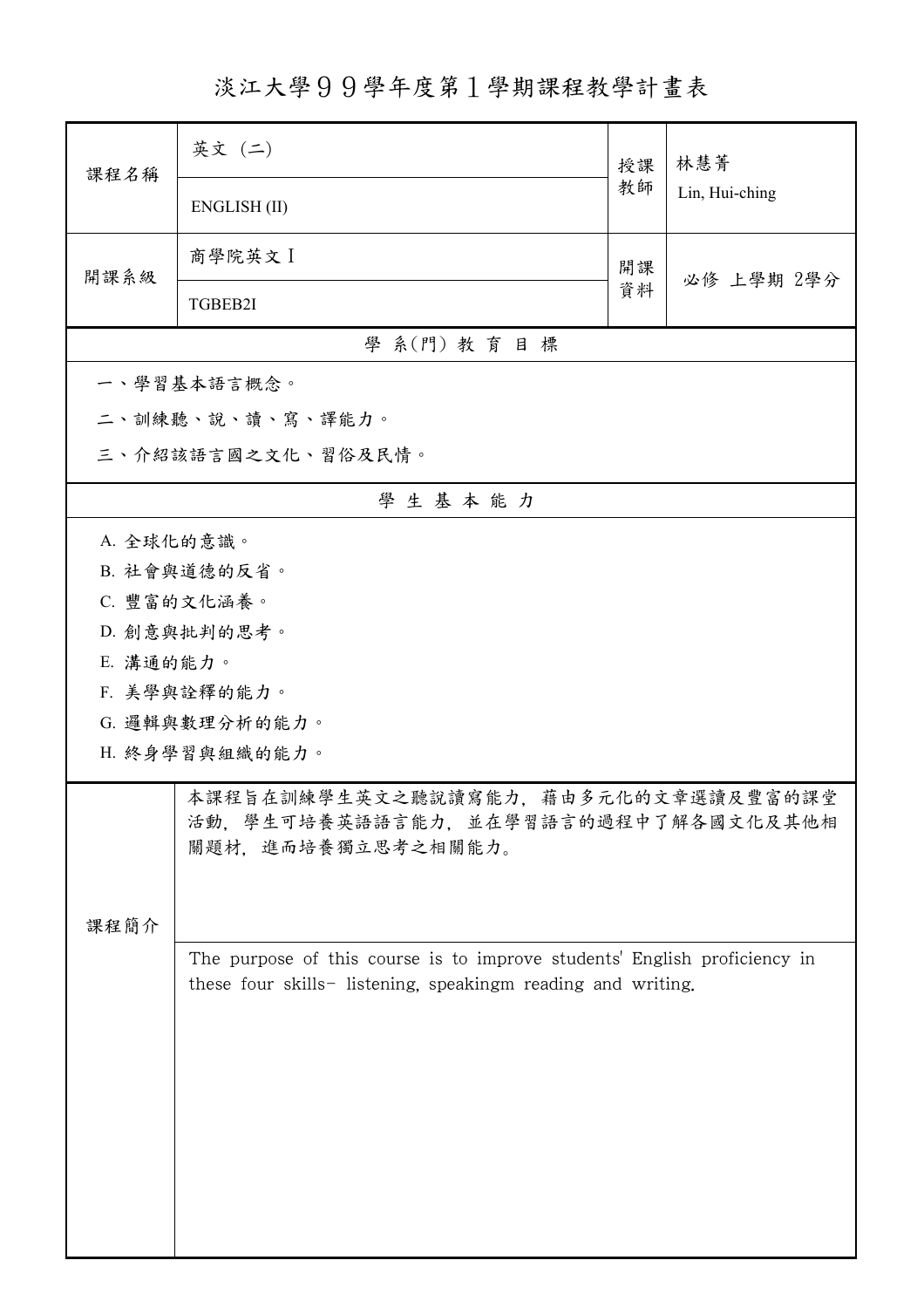# 淡江大學９９學年度第１學期課程教學計畫表

| 課程名稱 | 英文（二） | 授課教師 | 林慧菁 |
|---|---|---|---|
| | ENGLISH (II) | | Lin, Hui-ching |
| 開課系級 | 商學院英文Ｉ | 開課資料 | 必修 上學期 2學分 |
| | TGBEB2I | | |

## 學 系(門) 教 育 目 標

一、學習基本語言概念。

二、訓練聽、說、讀、寫、譯能力。

三、介紹該語言國之文化、習俗及民情。

## 學 生 基 本 能 力

A. 全球化的意識。

B. 社會與道德的反省。

C. 豐富的文化涵養。

D. 創意與批判的思考。

E. 溝通的能力。

F. 美學與詮釋的能力。

G. 邏輯與數理分析的能力。

H. 終身學習與組織的能力。

## 課程簡介

本課程旨在訓練學生英文之聽說讀寫能力，藉由多元化的文章選讀及豐富的課堂活動，學生可培養英語語言能力，並在學習語言的過程中了解各國文化及其他相關題材，進而培養獨立思考之相關能力。

The purpose of this course is to improve students' English proficiency in these four skills- listening, speakingm reading and writing.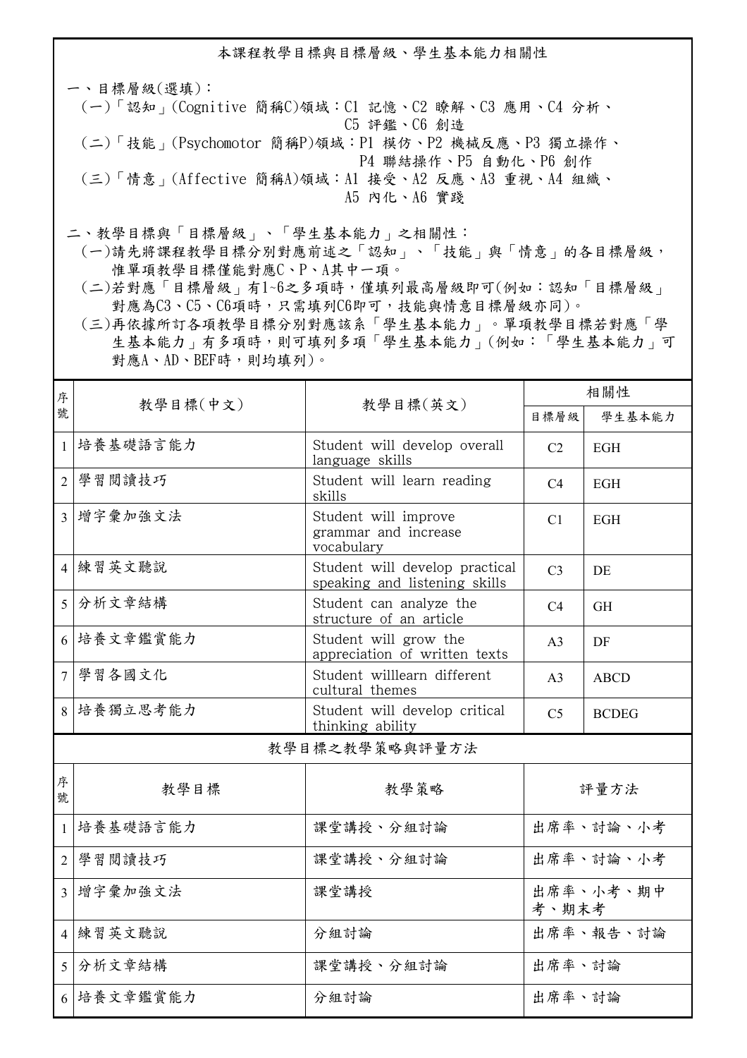## 本課程教學目標與目標層級、學生基本能力相關性

一、目標層級(選填)：

(一)「認知」(Cognitive 簡稱C)領域：C1 記憶、C2 瞭解、C3 應用、C4 分析、C5 評鑑、C6 創造

(二)「技能」(Psychomotor 簡稱P)領域：P1 模仿、P2 機械反應、P3 獨立操作、P4 聯結操作、P5 自動化、P6 創作

(三)「情意」(Affective 簡稱A)領域：A1 接受、A2 反應、A3 重視、A4 組織、A5 內化、A6 實踐

二、教學目標與「目標層級」、「學生基本能力」之相關性：

(一)請先將課程教學目標分別對應前述之「認知」、「技能」與「情意」的各目標層級，惟單項教學目標僅能對應C、P、A其中一項。

(二)若對應「目標層級」有1~6之多項時，僅填列最高層級即可(例如：認知「目標層級」對應為C3、C5、C6項時，只需填列C6即可，技能與情意目標層級亦同)。

(三)再依據所訂各項教學目標分別對應該系「學生基本能力」。單項教學目標若對應「學生基本能力」有多項時，則可填列多項「學生基本能力」(例如：「學生基本能力」可對應A、AD、BEF時，則均填列)。

| 序號 | 教學目標(中文) | 教學目標(英文) | 相關性 | |
|---|---|---|---|---|
| | | | 目標層級 | 學生基本能力 |
| 1 | 培養基礎語言能力 | Student will develop overall language skills | C2 | EGH |
| 2 | 學習閱讀技巧 | Student will learn reading skills | C4 | EGH |
| 3 | 增字彙加強文法 | Student will improve grammar and increase vocabulary | C1 | EGH |
| 4 | 練習英文聽說 | Student will develop practical speaking and listening skills | C3 | DE |
| 5 | 分析文章結構 | Student can analyze the structure of an article | C4 | GH |
| 6 | 培養文章鑑賞能力 | Student will grow the appreciation of written texts | A3 | DF |
| 7 | 學習各國文化 | Student willlearn different cultural themes | A3 | ABCD |
| 8 | 培養獨立思考能力 | Student will develop critical thinking ability | C5 | BCDEG |

## 教學目標之教學策略與評量方法

| 序號 | 教學目標 | 教學策略 | 評量方法 |
|---|---|---|---|
| 1 | 培養基礎語言能力 | 課堂講授、分組討論 | 出席率、討論、小考 |
| 2 | 學習閱讀技巧 | 課堂講授、分組討論 | 出席率、討論、小考 |
| 3 | 增字彙加強文法 | 課堂講授 | 出席率、小考、期中考、期末考 |
| 4 | 練習英文聽說 | 分組討論 | 出席率、報告、討論 |
| 5 | 分析文章結構 | 課堂講授、分組討論 | 出席率、討論 |
| 6 | 培養文章鑑賞能力 | 分組討論 | 出席率、討論 |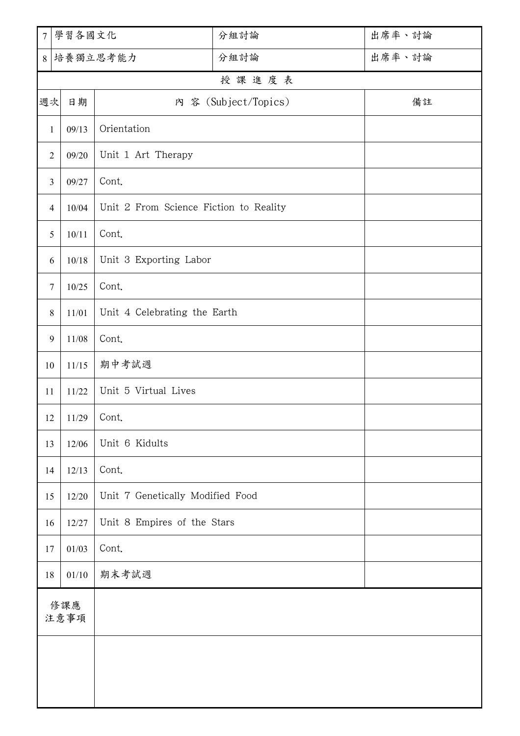| 7 | 學習各國文化 | 分組討論 | 出席率、討論 |
|---|---|---|---|
| 8 | 培養獨立思考能力 | 分組討論 | 出席率、討論 |

授課進度表

| 週次 | 日期 | 內 容 (Subject/Topics) | 備註 |
|---|---|---|---|
| 1 | 09/13 | Orientation | |
| 2 | 09/20 | Unit 1 Art Therapy | |
| 3 | 09/27 | Cont. | |
| 4 | 10/04 | Unit 2 From Science Fiction to Reality | |
| 5 | 10/11 | Cont. | |
| 6 | 10/18 | Unit 3 Exporting Labor | |
| 7 | 10/25 | Cont. | |
| 8 | 11/01 | Unit 4 Celebrating the Earth | |
| 9 | 11/08 | Cont. | |
| 10 | 11/15 | 期中考試週 | |
| 11 | 11/22 | Unit 5 Virtual Lives | |
| 12 | 11/29 | Cont. | |
| 13 | 12/06 | Unit 6 Kidults | |
| 14 | 12/13 | Cont. | |
| 15 | 12/20 | Unit 7 Genetically Modified Food | |
| 16 | 12/27 | Unit 8 Empires of the Stars | |
| 17 | 01/03 | Cont. | |
| 18 | 01/10 | 期末考試週 | |

| 修課應注意事項 | |
|---|---|
| | |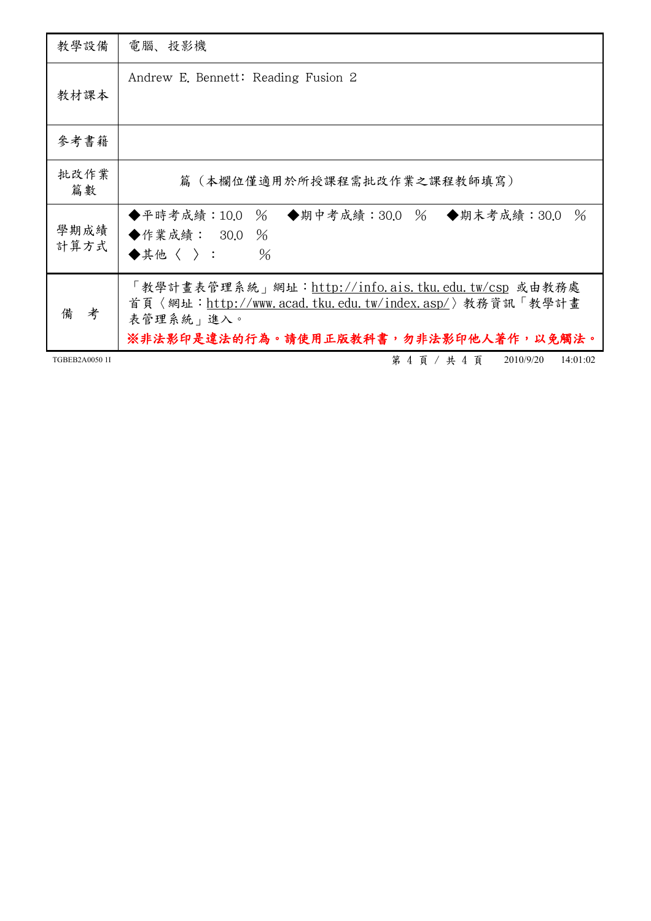| | |
|---|---|
| 教學設備 | 電腦、投影機 |
| 教材課本 | Andrew E. Bennett: Reading Fusion 2 |
| 參考書籍 | |
| 批改作業篇數 | 篇（本欄位僅適用於所授課程需批改作業之課程教師填寫） |
| 學期成績計算方式 | ◆平時考成績：10.0 %　◆期中考成績：30.0 %　◆期末考成績：30.0 %<br>◆作業成績：30.0 %<br>◆其他〈 〉： % |
| 備　考 | 「教學計畫表管理系統」網址：http://info.ais.tku.edu.tw/csp 或由教務處首頁〈網址：http://www.acad.tku.edu.tw/index.asp/〉教務資訊「教學計畫表管理系統」進入。<br>**※非法影印是違法的行為。請使用正版教科書，勿非法影印他人著作，以免觸法。** |

TGBEB2A0050 1I　　2010/9/20　14:01:02